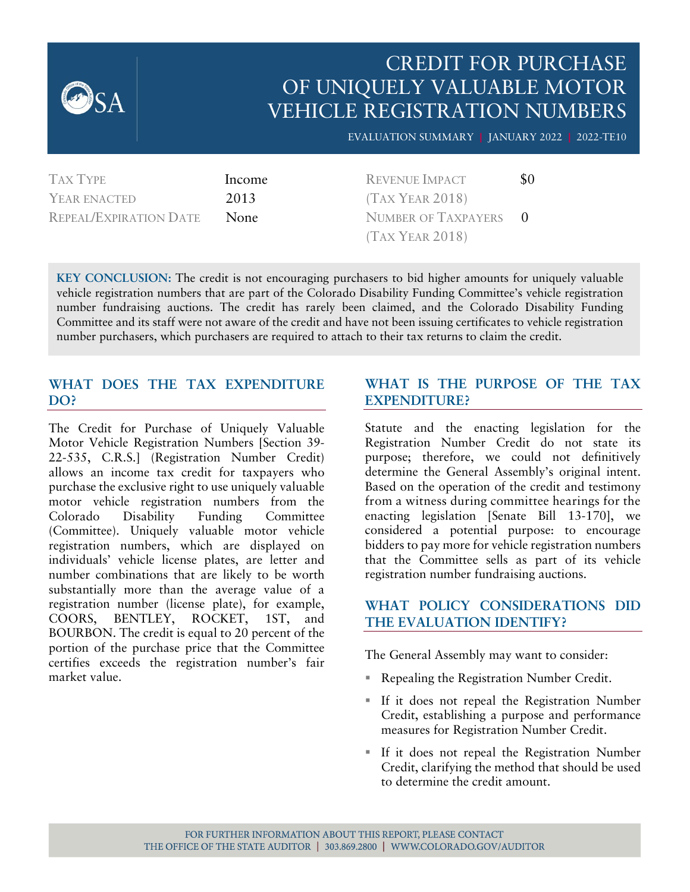# CREDIT FOR PURCHASE OF UNIQUELY VALUABLE MOTOR VEHICLE REGISTRATION NUMBERS

EVALUATION SUMMARY | JANUARY 2022 | 2022-TE10

| | | | |
|---|---|---|---|
| TAX TYPE | Income | REVENUE IMPACT (TAX YEAR 2018) | $0 |
| YEAR ENACTED | 2013 | NUMBER OF TAXPAYERS (TAX YEAR 2018) | 0 |
| REPEAL/EXPIRATION DATE | None | | |

**KEY CONCLUSION:** The credit is not encouraging purchasers to bid higher amounts for uniquely valuable vehicle registration numbers that are part of the Colorado Disability Funding Committee's vehicle registration number fundraising auctions. The credit has rarely been claimed, and the Colorado Disability Funding Committee and its staff were not aware of the credit and have not been issuing certificates to vehicle registration number purchasers, which purchasers are required to attach to their tax returns to claim the credit.

## WHAT DOES THE TAX EXPENDITURE DO?

The Credit for Purchase of Uniquely Valuable Motor Vehicle Registration Numbers [Section 39-22-535, C.R.S.] (Registration Number Credit) allows an income tax credit for taxpayers who purchase the exclusive right to use uniquely valuable motor vehicle registration numbers from the Colorado Disability Funding Committee (Committee). Uniquely valuable motor vehicle registration numbers, which are displayed on individuals' vehicle license plates, are letter and number combinations that are likely to be worth substantially more than the average value of a registration number (license plate), for example, COORS, BENTLEY, ROCKET, 1ST, and BOURBON. The credit is equal to 20 percent of the portion of the purchase price that the Committee certifies exceeds the registration number's fair market value.

## WHAT IS THE PURPOSE OF THE TAX EXPENDITURE?

Statute and the enacting legislation for the Registration Number Credit do not state its purpose; therefore, we could not definitively determine the General Assembly's original intent. Based on the operation of the credit and testimony from a witness during committee hearings for the enacting legislation [Senate Bill 13-170], we considered a potential purpose: to encourage bidders to pay more for vehicle registration numbers that the Committee sells as part of its vehicle registration number fundraising auctions.

## WHAT POLICY CONSIDERATIONS DID THE EVALUATION IDENTIFY?

The General Assembly may want to consider:

- Repealing the Registration Number Credit.
- If it does not repeal the Registration Number Credit, establishing a purpose and performance measures for Registration Number Credit.
- If it does not repeal the Registration Number Credit, clarifying the method that should be used to determine the credit amount.

FOR FURTHER INFORMATION ABOUT THIS REPORT, PLEASE CONTACT THE OFFICE OF THE STATE AUDITOR | 303.869.2800 | WWW.COLORADO.GOV/AUDITOR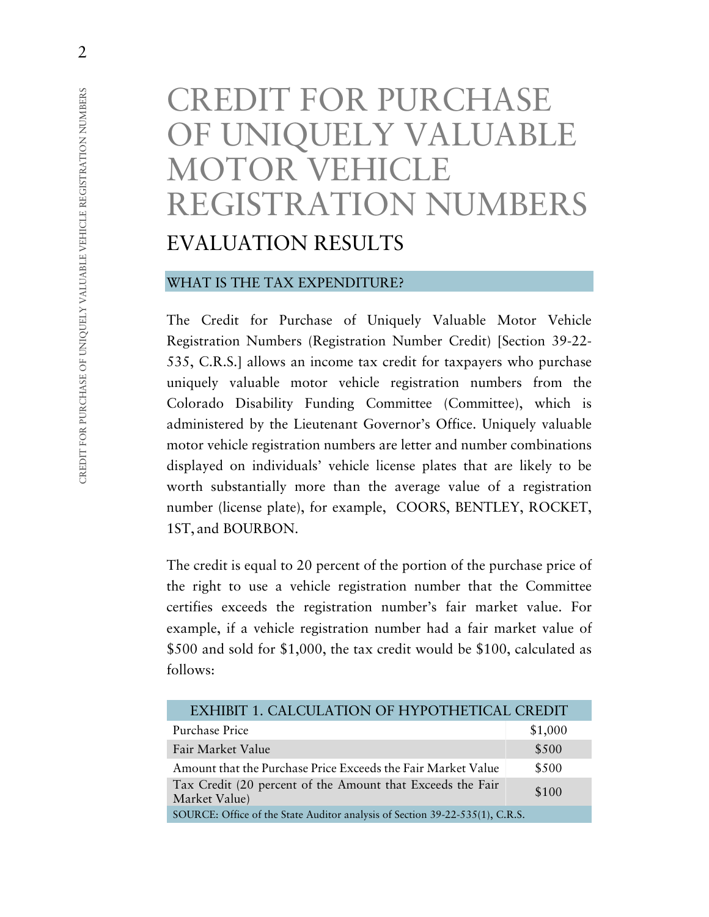# CREDIT FOR PURCHASE OF UNIQUELY VALUABLE MOTOR VEHICLE REGISTRATION NUMBERS

## EVALUATION RESULTS

### WHAT IS THE TAX EXPENDITURE?

The Credit for Purchase of Uniquely Valuable Motor Vehicle Registration Numbers (Registration Number Credit) [Section 39-22-535, C.R.S.] allows an income tax credit for taxpayers who purchase uniquely valuable motor vehicle registration numbers from the Colorado Disability Funding Committee (Committee), which is administered by the Lieutenant Governor's Office. Uniquely valuable motor vehicle registration numbers are letter and number combinations displayed on individuals' vehicle license plates that are likely to be worth substantially more than the average value of a registration number (license plate), for example, COORS, BENTLEY, ROCKET, 1ST, and BOURBON.

The credit is equal to 20 percent of the portion of the purchase price of the right to use a vehicle registration number that the Committee certifies exceeds the registration number's fair market value. For example, if a vehicle registration number had a fair market value of $500 and sold for $1,000, the tax credit would be $100, calculated as follows:

| EXHIBIT 1. CALCULATION OF HYPOTHETICAL CREDIT | |
|---|---|
| Purchase Price | $1,000 |
| Fair Market Value | $500 |
| Amount that the Purchase Price Exceeds the Fair Market Value | $500 |
| Tax Credit (20 percent of the Amount that Exceeds the Fair Market Value) | $100 |

SOURCE: Office of the State Auditor analysis of Section 39-22-535(1), C.R.S.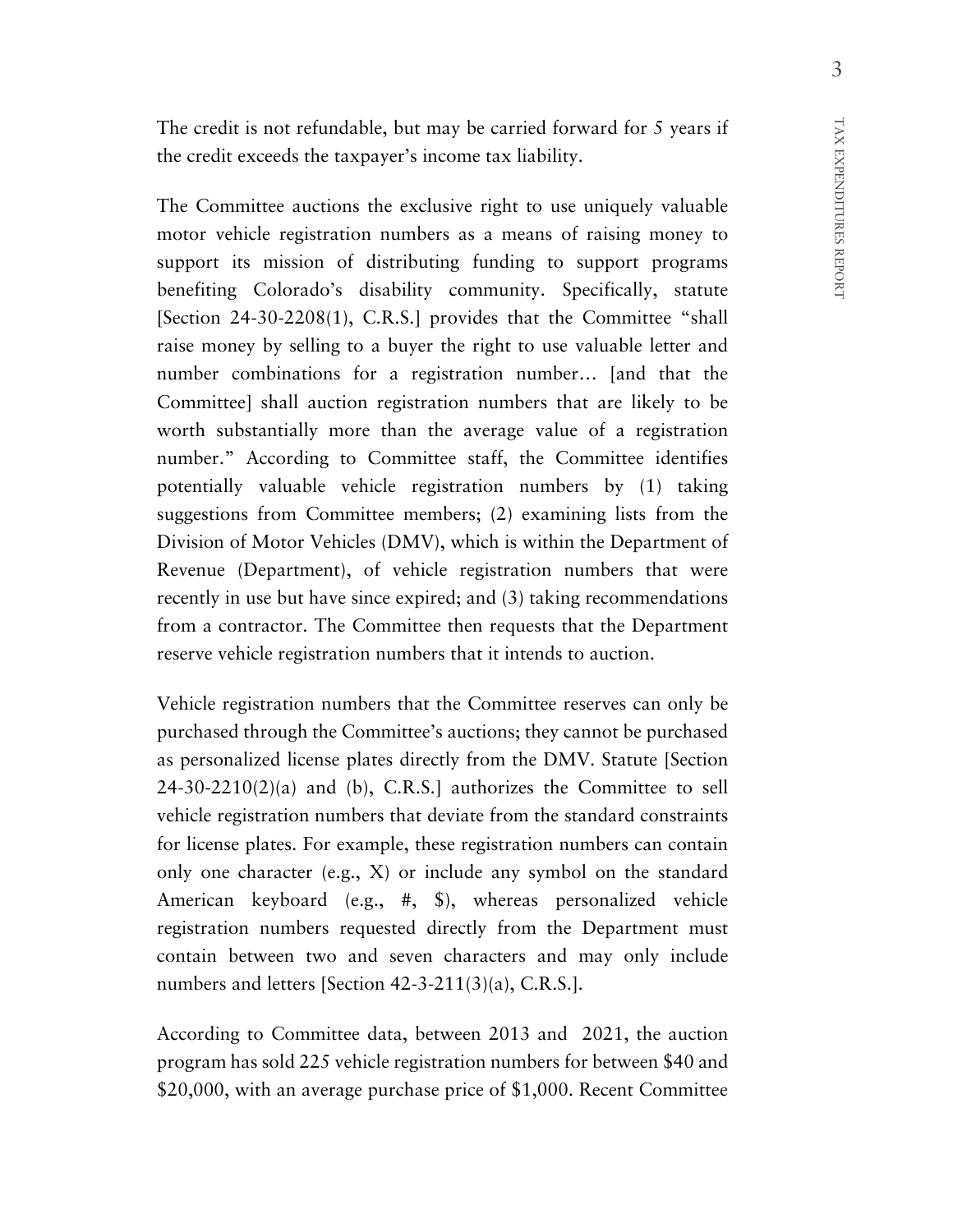The credit is not refundable, but may be carried forward for 5 years if the credit exceeds the taxpayer's income tax liability.

The Committee auctions the exclusive right to use uniquely valuable motor vehicle registration numbers as a means of raising money to support its mission of distributing funding to support programs benefiting Colorado's disability community. Specifically, statute [Section 24-30-2208(1), C.R.S.] provides that the Committee "shall raise money by selling to a buyer the right to use valuable letter and number combinations for a registration number… [and that the Committee] shall auction registration numbers that are likely to be worth substantially more than the average value of a registration number." According to Committee staff, the Committee identifies potentially valuable vehicle registration numbers by (1) taking suggestions from Committee members; (2) examining lists from the Division of Motor Vehicles (DMV), which is within the Department of Revenue (Department), of vehicle registration numbers that were recently in use but have since expired; and (3) taking recommendations from a contractor. The Committee then requests that the Department reserve vehicle registration numbers that it intends to auction.

Vehicle registration numbers that the Committee reserves can only be purchased through the Committee's auctions; they cannot be purchased as personalized license plates directly from the DMV. Statute [Section 24-30-2210(2)(a) and (b), C.R.S.] authorizes the Committee to sell vehicle registration numbers that deviate from the standard constraints for license plates. For example, these registration numbers can contain only one character (e.g., X) or include any symbol on the standard American keyboard (e.g., #, $), whereas personalized vehicle registration numbers requested directly from the Department must contain between two and seven characters and may only include numbers and letters [Section 42-3-211(3)(a), C.R.S.].

According to Committee data, between 2013 and 2021, the auction program has sold 225 vehicle registration numbers for between $40 and $20,000, with an average purchase price of $1,000. Recent Committee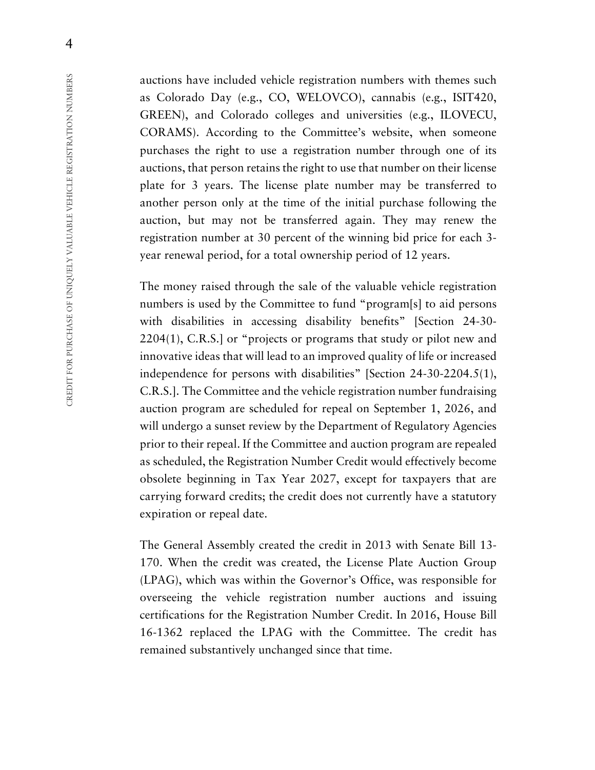auctions have included vehicle registration numbers with themes such as Colorado Day (e.g., CO, WELOVCO), cannabis (e.g., ISIT420, GREEN), and Colorado colleges and universities (e.g., ILOVECU, CORAMS). According to the Committee's website, when someone purchases the right to use a registration number through one of its auctions, that person retains the right to use that number on their license plate for 3 years. The license plate number may be transferred to another person only at the time of the initial purchase following the auction, but may not be transferred again. They may renew the registration number at 30 percent of the winning bid price for each 3-year renewal period, for a total ownership period of 12 years.

The money raised through the sale of the valuable vehicle registration numbers is used by the Committee to fund "program[s] to aid persons with disabilities in accessing disability benefits" [Section 24-30-2204(1), C.R.S.] or "projects or programs that study or pilot new and innovative ideas that will lead to an improved quality of life or increased independence for persons with disabilities" [Section 24-30-2204.5(1), C.R.S.]. The Committee and the vehicle registration number fundraising auction program are scheduled for repeal on September 1, 2026, and will undergo a sunset review by the Department of Regulatory Agencies prior to their repeal. If the Committee and auction program are repealed as scheduled, the Registration Number Credit would effectively become obsolete beginning in Tax Year 2027, except for taxpayers that are carrying forward credits; the credit does not currently have a statutory expiration or repeal date.

The General Assembly created the credit in 2013 with Senate Bill 13-170. When the credit was created, the License Plate Auction Group (LPAG), which was within the Governor's Office, was responsible for overseeing the vehicle registration number auctions and issuing certifications for the Registration Number Credit. In 2016, House Bill 16-1362 replaced the LPAG with the Committee. The credit has remained substantively unchanged since that time.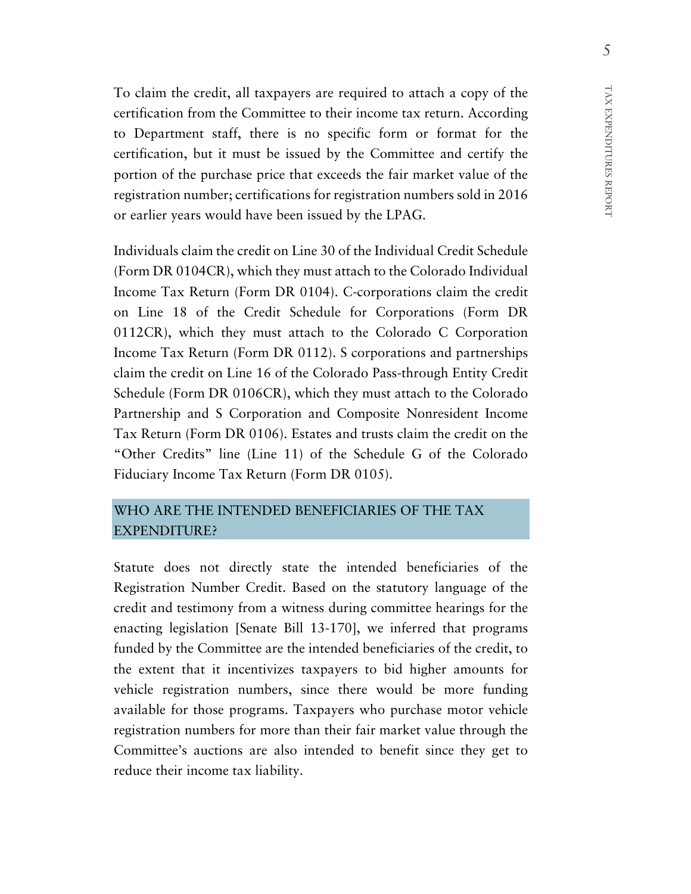To claim the credit, all taxpayers are required to attach a copy of the certification from the Committee to their income tax return. According to Department staff, there is no specific form or format for the certification, but it must be issued by the Committee and certify the portion of the purchase price that exceeds the fair market value of the registration number; certifications for registration numbers sold in 2016 or earlier years would have been issued by the LPAG.

Individuals claim the credit on Line 30 of the Individual Credit Schedule (Form DR 0104CR), which they must attach to the Colorado Individual Income Tax Return (Form DR 0104). C-corporations claim the credit on Line 18 of the Credit Schedule for Corporations (Form DR 0112CR), which they must attach to the Colorado C Corporation Income Tax Return (Form DR 0112). S corporations and partnerships claim the credit on Line 16 of the Colorado Pass-through Entity Credit Schedule (Form DR 0106CR), which they must attach to the Colorado Partnership and S Corporation and Composite Nonresident Income Tax Return (Form DR 0106). Estates and trusts claim the credit on the "Other Credits" line (Line 11) of the Schedule G of the Colorado Fiduciary Income Tax Return (Form DR 0105).

## WHO ARE THE INTENDED BENEFICIARIES OF THE TAX EXPENDITURE?

Statute does not directly state the intended beneficiaries of the Registration Number Credit. Based on the statutory language of the credit and testimony from a witness during committee hearings for the enacting legislation [Senate Bill 13-170], we inferred that programs funded by the Committee are the intended beneficiaries of the credit, to the extent that it incentivizes taxpayers to bid higher amounts for vehicle registration numbers, since there would be more funding available for those programs. Taxpayers who purchase motor vehicle registration numbers for more than their fair market value through the Committee's auctions are also intended to benefit since they get to reduce their income tax liability.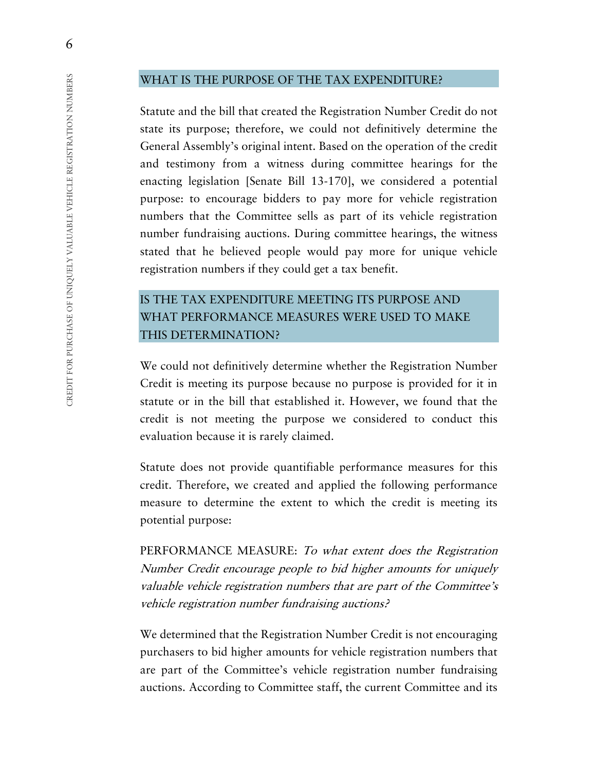## WHAT IS THE PURPOSE OF THE TAX EXPENDITURE?

Statute and the bill that created the Registration Number Credit do not state its purpose; therefore, we could not definitively determine the General Assembly's original intent. Based on the operation of the credit and testimony from a witness during committee hearings for the enacting legislation [Senate Bill 13-170], we considered a potential purpose: to encourage bidders to pay more for vehicle registration numbers that the Committee sells as part of its vehicle registration number fundraising auctions. During committee hearings, the witness stated that he believed people would pay more for unique vehicle registration numbers if they could get a tax benefit.

## IS THE TAX EXPENDITURE MEETING ITS PURPOSE AND WHAT PERFORMANCE MEASURES WERE USED TO MAKE THIS DETERMINATION?

We could not definitively determine whether the Registration Number Credit is meeting its purpose because no purpose is provided for it in statute or in the bill that established it. However, we found that the credit is not meeting the purpose we considered to conduct this evaluation because it is rarely claimed.

Statute does not provide quantifiable performance measures for this credit. Therefore, we created and applied the following performance measure to determine the extent to which the credit is meeting its potential purpose:

PERFORMANCE MEASURE: *To what extent does the Registration Number Credit encourage people to bid higher amounts for uniquely valuable vehicle registration numbers that are part of the Committee's vehicle registration number fundraising auctions?*

We determined that the Registration Number Credit is not encouraging purchasers to bid higher amounts for vehicle registration numbers that are part of the Committee's vehicle registration number fundraising auctions. According to Committee staff, the current Committee and its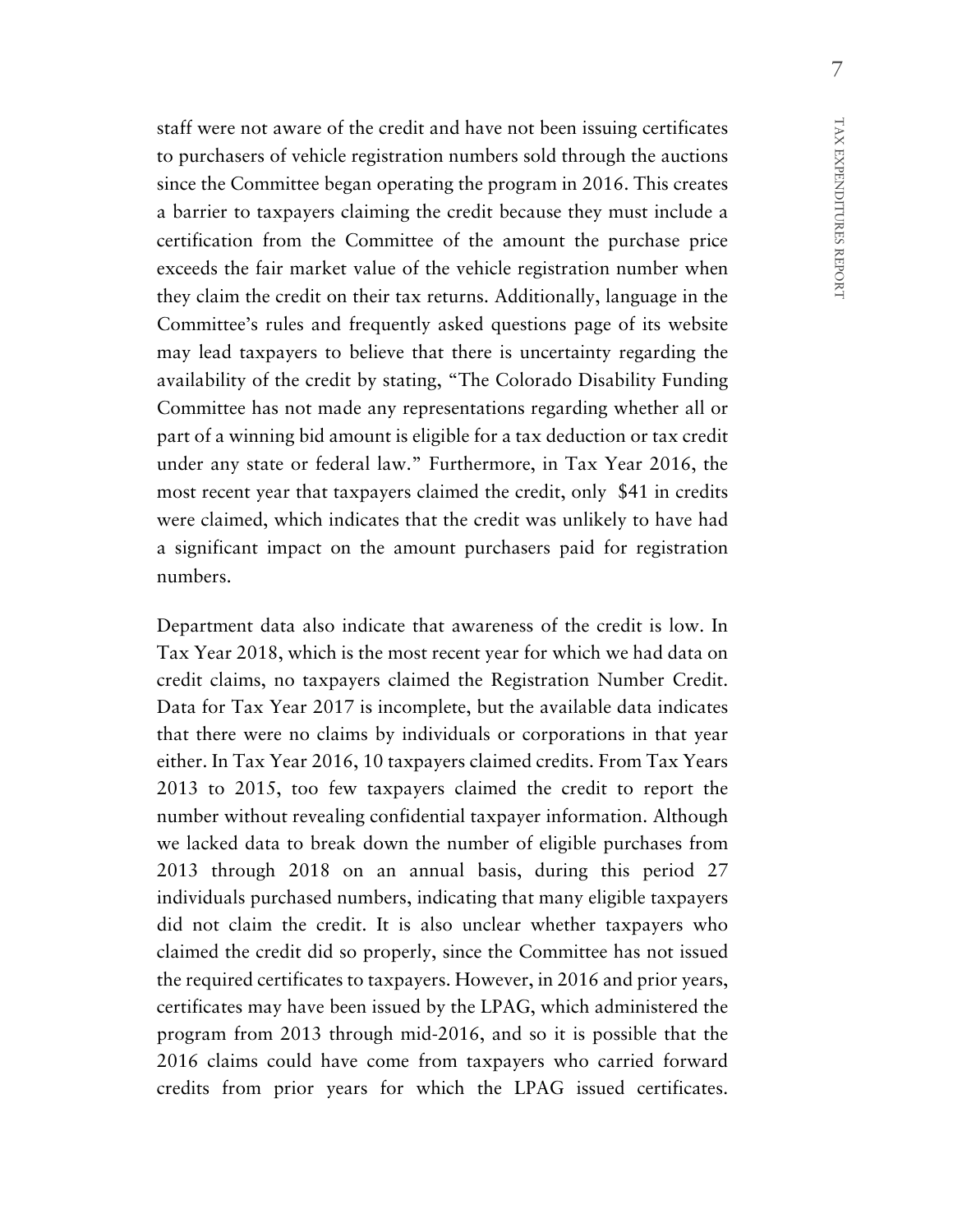staff were not aware of the credit and have not been issuing certificates to purchasers of vehicle registration numbers sold through the auctions since the Committee began operating the program in 2016. This creates a barrier to taxpayers claiming the credit because they must include a certification from the Committee of the amount the purchase price exceeds the fair market value of the vehicle registration number when they claim the credit on their tax returns. Additionally, language in the Committee's rules and frequently asked questions page of its website may lead taxpayers to believe that there is uncertainty regarding the availability of the credit by stating, "The Colorado Disability Funding Committee has not made any representations regarding whether all or part of a winning bid amount is eligible for a tax deduction or tax credit under any state or federal law." Furthermore, in Tax Year 2016, the most recent year that taxpayers claimed the credit, only $41 in credits were claimed, which indicates that the credit was unlikely to have had a significant impact on the amount purchasers paid for registration numbers.

Department data also indicate that awareness of the credit is low. In Tax Year 2018, which is the most recent year for which we had data on credit claims, no taxpayers claimed the Registration Number Credit. Data for Tax Year 2017 is incomplete, but the available data indicates that there were no claims by individuals or corporations in that year either. In Tax Year 2016, 10 taxpayers claimed credits. From Tax Years 2013 to 2015, too few taxpayers claimed the credit to report the number without revealing confidential taxpayer information. Although we lacked data to break down the number of eligible purchases from 2013 through 2018 on an annual basis, during this period 27 individuals purchased numbers, indicating that many eligible taxpayers did not claim the credit. It is also unclear whether taxpayers who claimed the credit did so properly, since the Committee has not issued the required certificates to taxpayers. However, in 2016 and prior years, certificates may have been issued by the LPAG, which administered the program from 2013 through mid-2016, and so it is possible that the 2016 claims could have come from taxpayers who carried forward credits from prior years for which the LPAG issued certificates.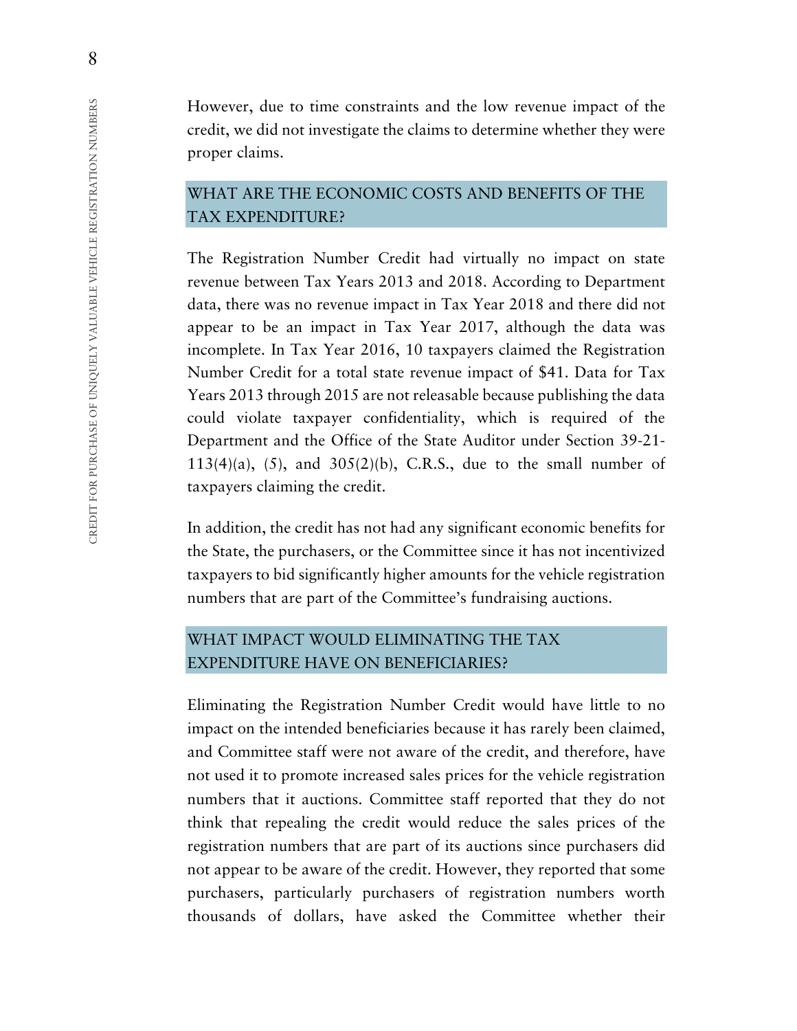However, due to time constraints and the low revenue impact of the credit, we did not investigate the claims to determine whether they were proper claims.

## WHAT ARE THE ECONOMIC COSTS AND BENEFITS OF THE TAX EXPENDITURE?

The Registration Number Credit had virtually no impact on state revenue between Tax Years 2013 and 2018. According to Department data, there was no revenue impact in Tax Year 2018 and there did not appear to be an impact in Tax Year 2017, although the data was incomplete. In Tax Year 2016, 10 taxpayers claimed the Registration Number Credit for a total state revenue impact of $41. Data for Tax Years 2013 through 2015 are not releasable because publishing the data could violate taxpayer confidentiality, which is required of the Department and the Office of the State Auditor under Section 39-21-113(4)(a), (5), and 305(2)(b), C.R.S., due to the small number of taxpayers claiming the credit.

In addition, the credit has not had any significant economic benefits for the State, the purchasers, or the Committee since it has not incentivized taxpayers to bid significantly higher amounts for the vehicle registration numbers that are part of the Committee's fundraising auctions.

## WHAT IMPACT WOULD ELIMINATING THE TAX EXPENDITURE HAVE ON BENEFICIARIES?

Eliminating the Registration Number Credit would have little to no impact on the intended beneficiaries because it has rarely been claimed, and Committee staff were not aware of the credit, and therefore, have not used it to promote increased sales prices for the vehicle registration numbers that it auctions. Committee staff reported that they do not think that repealing the credit would reduce the sales prices of the registration numbers that are part of its auctions since purchasers did not appear to be aware of the credit. However, they reported that some purchasers, particularly purchasers of registration numbers worth thousands of dollars, have asked the Committee whether their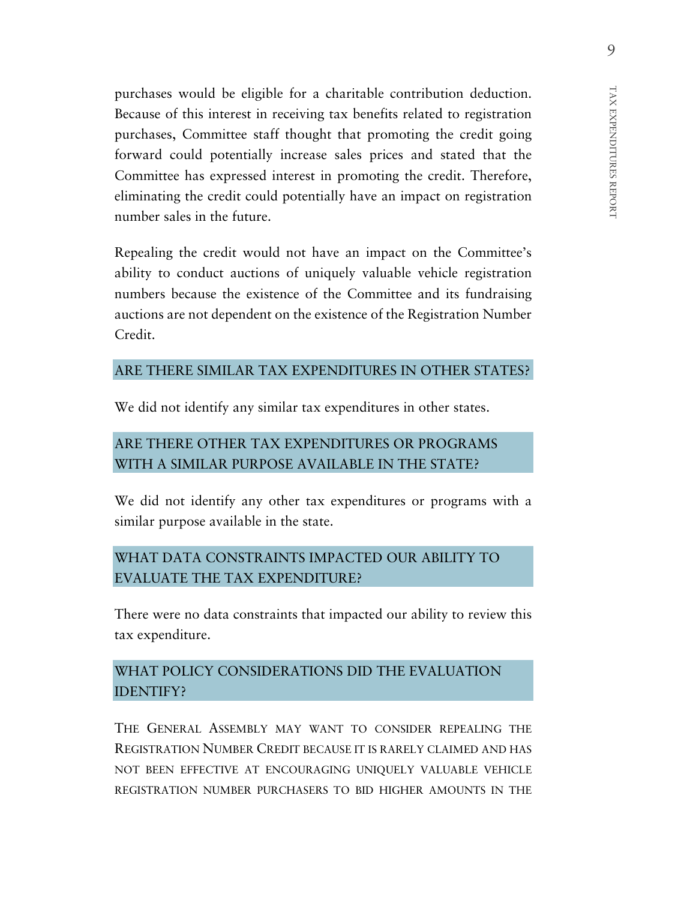purchases would be eligible for a charitable contribution deduction. Because of this interest in receiving tax benefits related to registration purchases, Committee staff thought that promoting the credit going forward could potentially increase sales prices and stated that the Committee has expressed interest in promoting the credit. Therefore, eliminating the credit could potentially have an impact on registration number sales in the future.

Repealing the credit would not have an impact on the Committee's ability to conduct auctions of uniquely valuable vehicle registration numbers because the existence of the Committee and its fundraising auctions are not dependent on the existence of the Registration Number Credit.

## ARE THERE SIMILAR TAX EXPENDITURES IN OTHER STATES?

We did not identify any similar tax expenditures in other states.

## ARE THERE OTHER TAX EXPENDITURES OR PROGRAMS WITH A SIMILAR PURPOSE AVAILABLE IN THE STATE?

We did not identify any other tax expenditures or programs with a similar purpose available in the state.

## WHAT DATA CONSTRAINTS IMPACTED OUR ABILITY TO EVALUATE THE TAX EXPENDITURE?

There were no data constraints that impacted our ability to review this tax expenditure.

## WHAT POLICY CONSIDERATIONS DID THE EVALUATION IDENTIFY?

THE GENERAL ASSEMBLY MAY WANT TO CONSIDER REPEALING THE REGISTRATION NUMBER CREDIT BECAUSE IT IS RARELY CLAIMED AND HAS NOT BEEN EFFECTIVE AT ENCOURAGING UNIQUELY VALUABLE VEHICLE REGISTRATION NUMBER PURCHASERS TO BID HIGHER AMOUNTS IN THE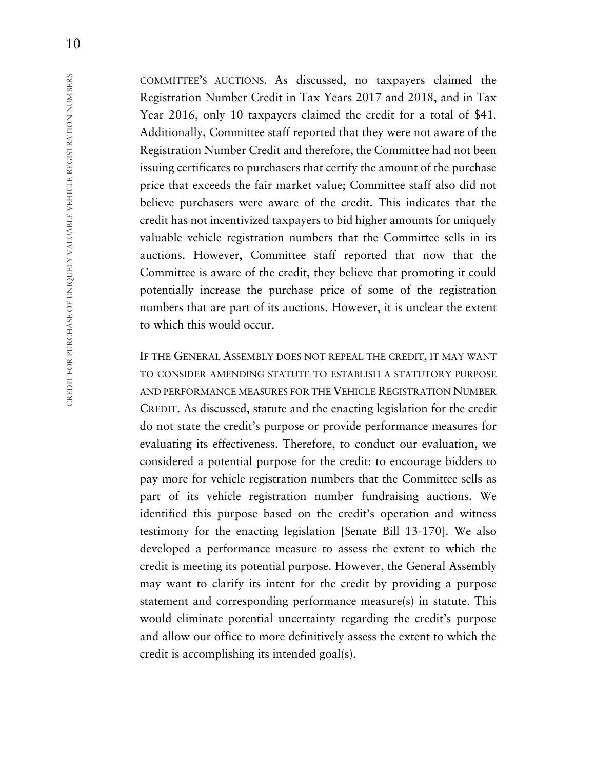COMMITTEE'S AUCTIONS. As discussed, no taxpayers claimed the Registration Number Credit in Tax Years 2017 and 2018, and in Tax Year 2016, only 10 taxpayers claimed the credit for a total of $41. Additionally, Committee staff reported that they were not aware of the Registration Number Credit and therefore, the Committee had not been issuing certificates to purchasers that certify the amount of the purchase price that exceeds the fair market value; Committee staff also did not believe purchasers were aware of the credit. This indicates that the credit has not incentivized taxpayers to bid higher amounts for uniquely valuable vehicle registration numbers that the Committee sells in its auctions. However, Committee staff reported that now that the Committee is aware of the credit, they believe that promoting it could potentially increase the purchase price of some of the registration numbers that are part of its auctions. However, it is unclear the extent to which this would occur.

IF THE GENERAL ASSEMBLY DOES NOT REPEAL THE CREDIT, IT MAY WANT TO CONSIDER AMENDING STATUTE TO ESTABLISH A STATUTORY PURPOSE AND PERFORMANCE MEASURES FOR THE VEHICLE REGISTRATION NUMBER CREDIT. As discussed, statute and the enacting legislation for the credit do not state the credit's purpose or provide performance measures for evaluating its effectiveness. Therefore, to conduct our evaluation, we considered a potential purpose for the credit: to encourage bidders to pay more for vehicle registration numbers that the Committee sells as part of its vehicle registration number fundraising auctions. We identified this purpose based on the credit's operation and witness testimony for the enacting legislation [Senate Bill 13-170]. We also developed a performance measure to assess the extent to which the credit is meeting its potential purpose. However, the General Assembly may want to clarify its intent for the credit by providing a purpose statement and corresponding performance measure(s) in statute. This would eliminate potential uncertainty regarding the credit's purpose and allow our office to more definitively assess the extent to which the credit is accomplishing its intended goal(s).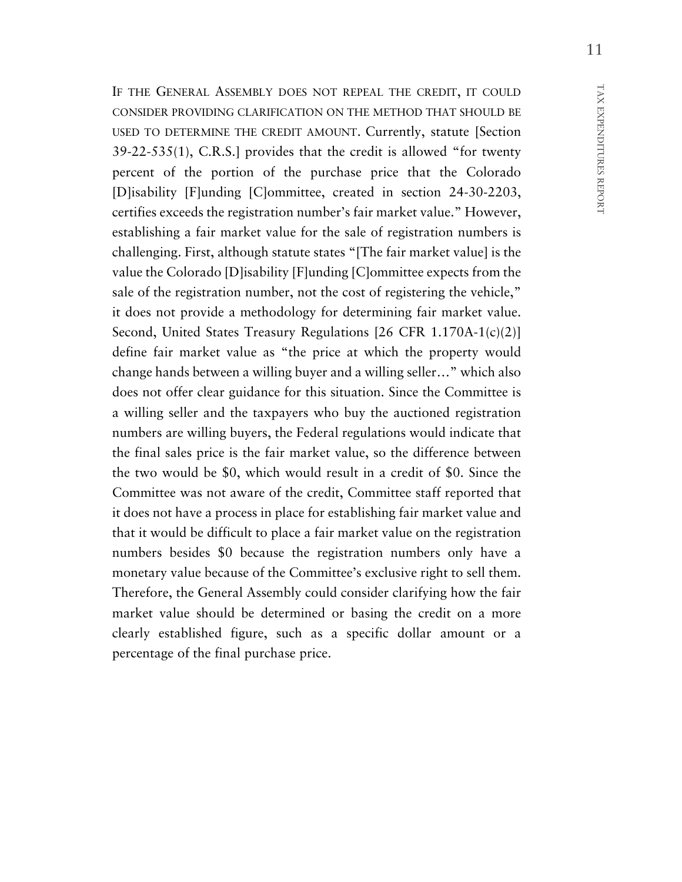IF THE GENERAL ASSEMBLY DOES NOT REPEAL THE CREDIT, IT COULD CONSIDER PROVIDING CLARIFICATION ON THE METHOD THAT SHOULD BE USED TO DETERMINE THE CREDIT AMOUNT. Currently, statute [Section 39-22-535(1), C.R.S.] provides that the credit is allowed "for twenty percent of the portion of the purchase price that the Colorado [D]isability [F]unding [C]ommittee, created in section 24-30-2203, certifies exceeds the registration number's fair market value." However, establishing a fair market value for the sale of registration numbers is challenging. First, although statute states "[The fair market value] is the value the Colorado [D]isability [F]unding [C]ommittee expects from the sale of the registration number, not the cost of registering the vehicle," it does not provide a methodology for determining fair market value. Second, United States Treasury Regulations [26 CFR 1.170A-1(c)(2)] define fair market value as "the price at which the property would change hands between a willing buyer and a willing seller…" which also does not offer clear guidance for this situation. Since the Committee is a willing seller and the taxpayers who buy the auctioned registration numbers are willing buyers, the Federal regulations would indicate that the final sales price is the fair market value, so the difference between the two would be $0, which would result in a credit of $0. Since the Committee was not aware of the credit, Committee staff reported that it does not have a process in place for establishing fair market value and that it would be difficult to place a fair market value on the registration numbers besides $0 because the registration numbers only have a monetary value because of the Committee's exclusive right to sell them. Therefore, the General Assembly could consider clarifying how the fair market value should be determined or basing the credit on a more clearly established figure, such as a specific dollar amount or a percentage of the final purchase price.